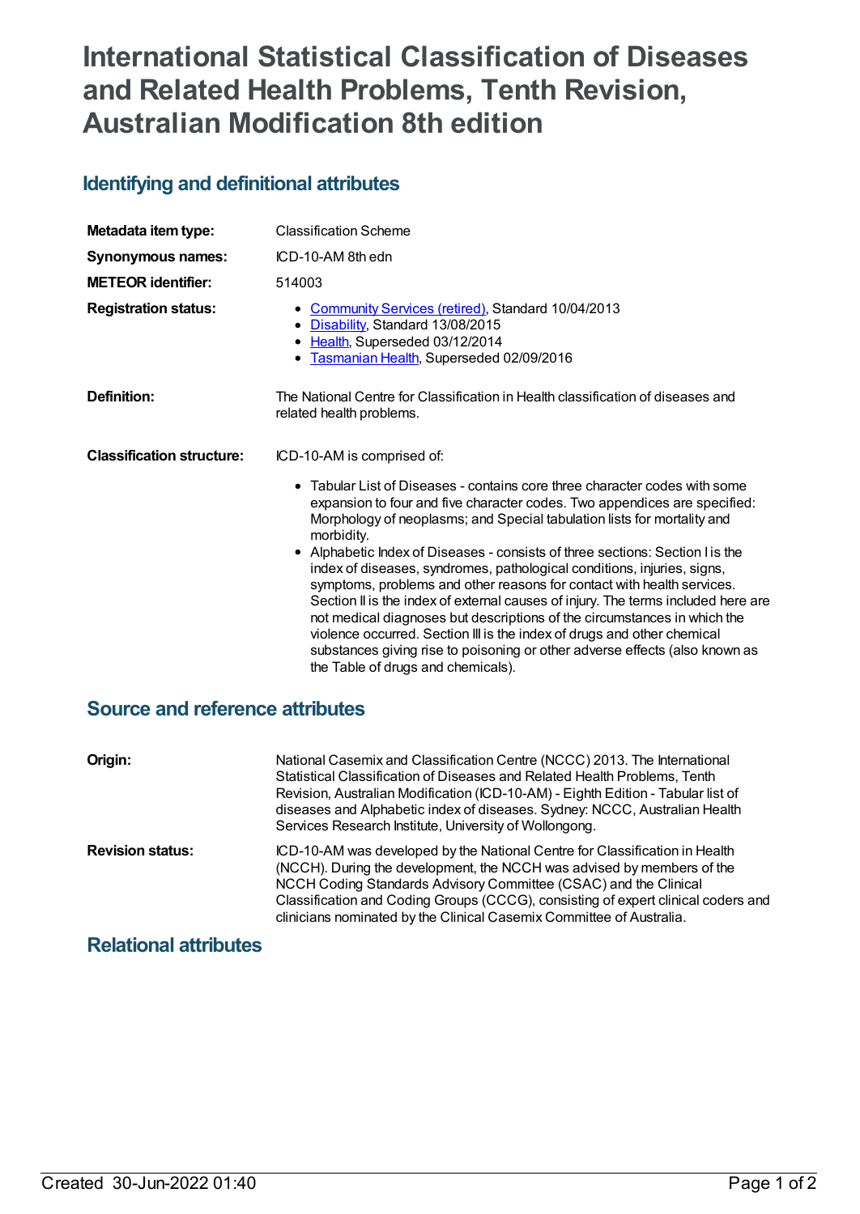# International Statistical Classification of Diseases and Related Health Problems, Tenth Revision, Australian Modification 8th edition

## Identifying and definitional attributes

| | |
|---|---|
| **Metadata item type:** | Classification Scheme |
| **Synonymous names:** | ICD-10-AM 8th edn |
| **METEOR identifier:** | 514003 |
| **Registration status:** | • Community Services (retired), Standard 10/04/2013<br>• Disability, Standard 13/08/2015<br>• Health, Superseded 03/12/2014<br>• Tasmanian Health, Superseded 02/09/2016 |
| **Definition:** | The National Centre for Classification in Health classification of diseases and related health problems. |
| **Classification structure:** | ICD-10-AM is comprised of:<br><br>• Tabular List of Diseases - contains core three character codes with some expansion to four and five character codes. Two appendices are specified: Morphology of neoplasms; and Special tabulation lists for mortality and morbidity.<br>• Alphabetic Index of Diseases - consists of three sections: Section I is the index of diseases, syndromes, pathological conditions, injuries, signs, symptoms, problems and other reasons for contact with health services. Section II is the index of external causes of injury. The terms included here are not medical diagnoses but descriptions of the circumstances in which the violence occurred. Section III is the index of drugs and other chemical substances giving rise to poisoning or other adverse effects (also known as the Table of drugs and chemicals). |

## Source and reference attributes

| | |
|---|---|
| **Origin:** | National Casemix and Classification Centre (NCCC) 2013. The International Statistical Classification of Diseases and Related Health Problems, Tenth Revision, Australian Modification (ICD-10-AM) - Eighth Edition - Tabular list of diseases and Alphabetic index of diseases. Sydney: NCCC, Australian Health Services Research Institute, University of Wollongong. |
| **Revision status:** | ICD-10-AM was developed by the National Centre for Classification in Health (NCCH). During the development, the NCCH was advised by members of the NCCH Coding Standards Advisory Committee (CSAC) and the Clinical Classification and Coding Groups (CCCG), consisting of expert clinical coders and clinicians nominated by the Clinical Casemix Committee of Australia. |

## Relational attributes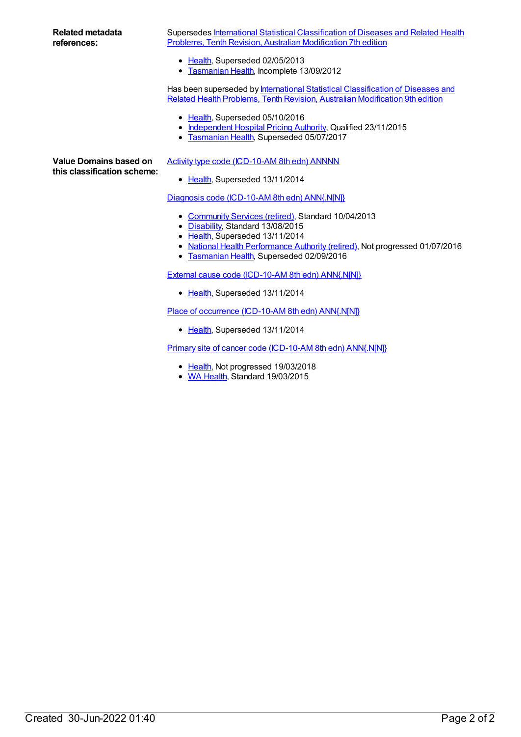**Related metadata references:**

Supersedes International Statistical Classification of Diseases and Related Health Problems, Tenth Revision, Australian Modification 7th edition

- Health, Superseded 02/05/2013
- Tasmanian Health, Incomplete 13/09/2012

Has been superseded by International Statistical Classification of Diseases and Related Health Problems, Tenth Revision, Australian Modification 9th edition

- Health, Superseded 05/10/2016
- Independent Hospital Pricing Authority, Qualified 23/11/2015
- Tasmanian Health, Superseded 05/07/2017

**Value Domains based on this classification scheme:**

Activity type code (ICD-10-AM 8th edn) ANNNN

- Health, Superseded 13/11/2014

Diagnosis code (ICD-10-AM 8th edn) ANN{.N[N]}

- Community Services (retired), Standard 10/04/2013
- Disability, Standard 13/08/2015
- Health, Superseded 13/11/2014
- National Health Performance Authority (retired), Not progressed 01/07/2016
- Tasmanian Health, Superseded 02/09/2016

External cause code (ICD-10-AM 8th edn) ANN{.N[N]}

- Health, Superseded 13/11/2014

Place of occurrence (ICD-10-AM 8th edn) ANN{.N[N]}

- Health, Superseded 13/11/2014

Primary site of cancer code (ICD-10-AM 8th edn) ANN{.N[N]}

- Health, Not progressed 19/03/2018
- WA Health, Standard 19/03/2015